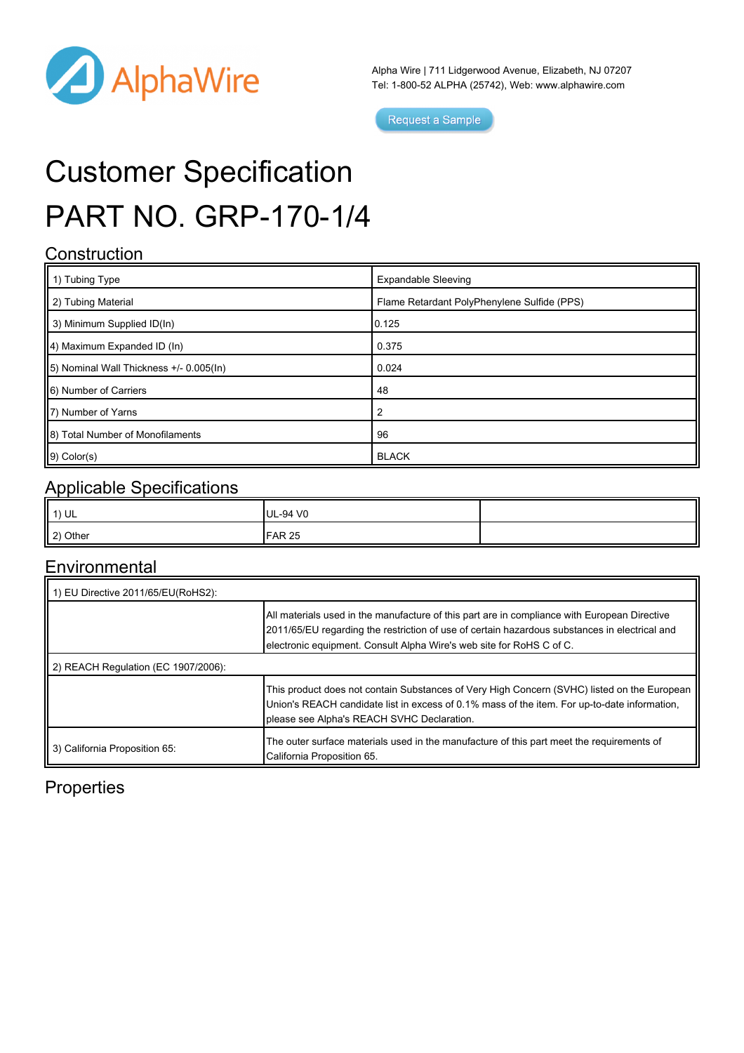AlphaWire

Alpha Wire | 711 Lidgerwood Avenue, Elizabeth, NJ 07207
Tel: 1-800-52 ALPHA (25742), Web: www.alphawire.com

Request a Sample

# Customer Specification

# PART NO. GRP-170-1/4

## Construction

| | |
|---|---|
| 1) Tubing Type | Expandable Sleeving |
| 2) Tubing Material | Flame Retardant PolyPhenylene Sulfide (PPS) |
| 3) Minimum Supplied ID(In) | 0.125 |
| 4) Maximum Expanded ID (In) | 0.375 |
| 5) Nominal Wall Thickness +/- 0.005(In) | 0.024 |
| 6) Number of Carriers | 48 |
| 7) Number of Yarns | 2 |
| 8) Total Number of Monofilaments | 96 |
| 9) Color(s) | BLACK |

## Applicable Specifications

| | | |
|---|---|---|
| 1) UL | UL-94 V0 | |
| 2) Other | FAR 25 | |

## Environmental

| | |
|---|---|
| 1) EU Directive 2011/65/EU(RoHS2): | |
| | All materials used in the manufacture of this part are in compliance with European Directive 2011/65/EU regarding the restriction of use of certain hazardous substances in electrical and electronic equipment. Consult Alpha Wire's web site for RoHS C of C. |
| 2) REACH Regulation (EC 1907/2006): | |
| | This product does not contain Substances of Very High Concern (SVHC) listed on the European Union's REACH candidate list in excess of 0.1% mass of the item. For up-to-date information, please see Alpha's REACH SVHC Declaration. |
| 3) California Proposition 65: | The outer surface materials used in the manufacture of this part meet the requirements of California Proposition 65. |

## Properties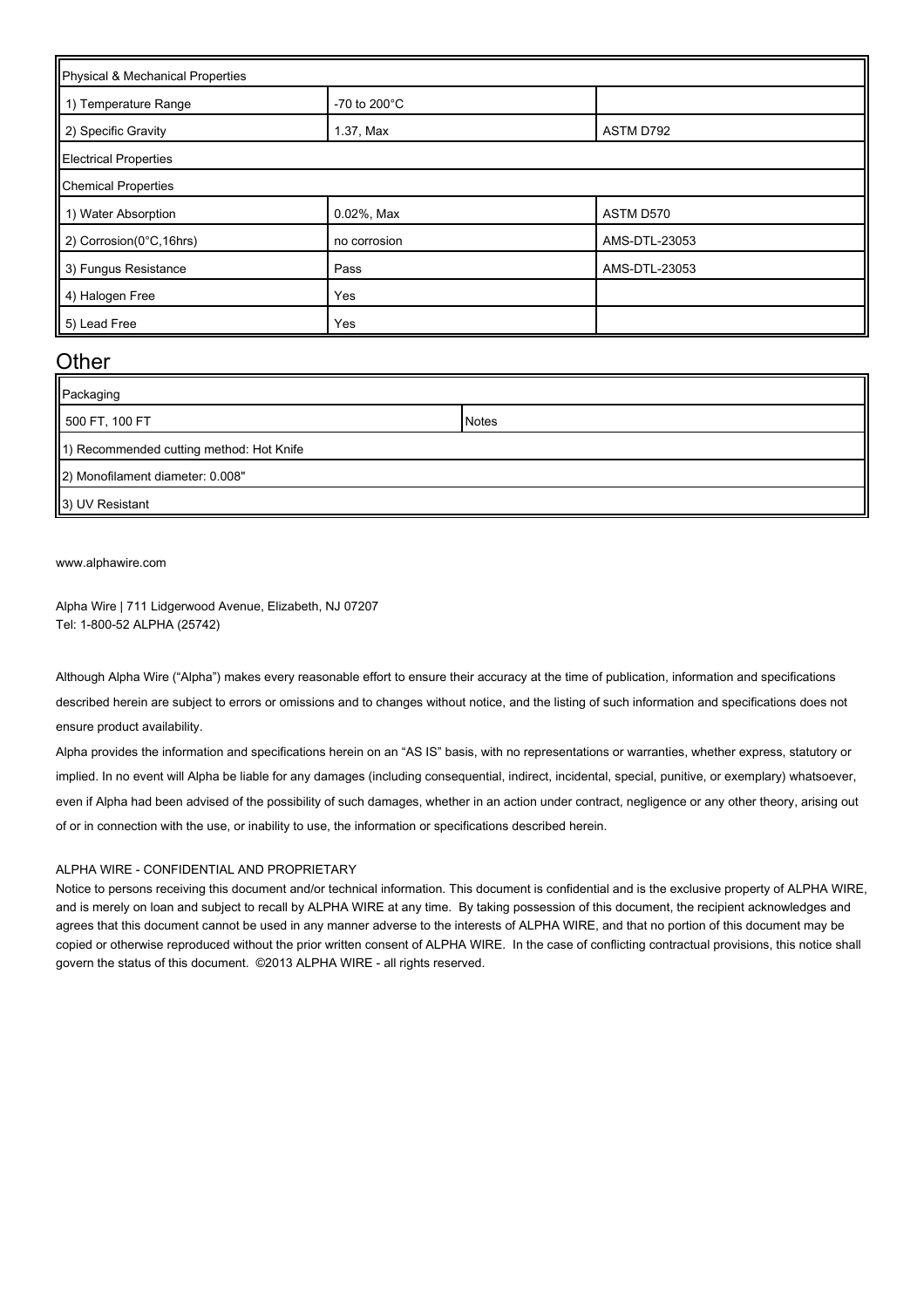| Physical & Mechanical Properties | | |
|---|---|---|
| 1) Temperature Range | -70 to 200°C | |
| 2) Specific Gravity | 1.37, Max | ASTM D792 |
| **Electrical Properties** | | |
| **Chemical Properties** | | |
| 1) Water Absorption | 0.02%, Max | ASTM D570 |
| 2) Corrosion(0°C,16hrs) | no corrosion | AMS-DTL-23053 |
| 3) Fungus Resistance | Pass | AMS-DTL-23053 |
| 4) Halogen Free | Yes | |
| 5) Lead Free | Yes | |

## Other

| Packaging | |
|---|---|
| 500 FT, 100 FT | Notes |
| 1) Recommended cutting method: Hot Knife | |
| 2) Monofilament diameter: 0.008" | |
| 3) UV Resistant | |

www.alphawire.com

Alpha Wire | 711 Lidgerwood Avenue, Elizabeth, NJ 07207
Tel: 1-800-52 ALPHA (25742)

Although Alpha Wire ("Alpha") makes every reasonable effort to ensure their accuracy at the time of publication, information and specifications described herein are subject to errors or omissions and to changes without notice, and the listing of such information and specifications does not ensure product availability.

Alpha provides the information and specifications herein on an "AS IS" basis, with no representations or warranties, whether express, statutory or implied. In no event will Alpha be liable for any damages (including consequential, indirect, incidental, special, punitive, or exemplary) whatsoever, even if Alpha had been advised of the possibility of such damages, whether in an action under contract, negligence or any other theory, arising out of or in connection with the use, or inability to use, the information or specifications described herein.

ALPHA WIRE - CONFIDENTIAL AND PROPRIETARY

Notice to persons receiving this document and/or technical information. This document is confidential and is the exclusive property of ALPHA WIRE, and is merely on loan and subject to recall by ALPHA WIRE at any time. By taking possession of this document, the recipient acknowledges and agrees that this document cannot be used in any manner adverse to the interests of ALPHA WIRE, and that no portion of this document may be copied or otherwise reproduced without the prior written consent of ALPHA WIRE. In the case of conflicting contractual provisions, this notice shall govern the status of this document. ©2013 ALPHA WIRE - all rights reserved.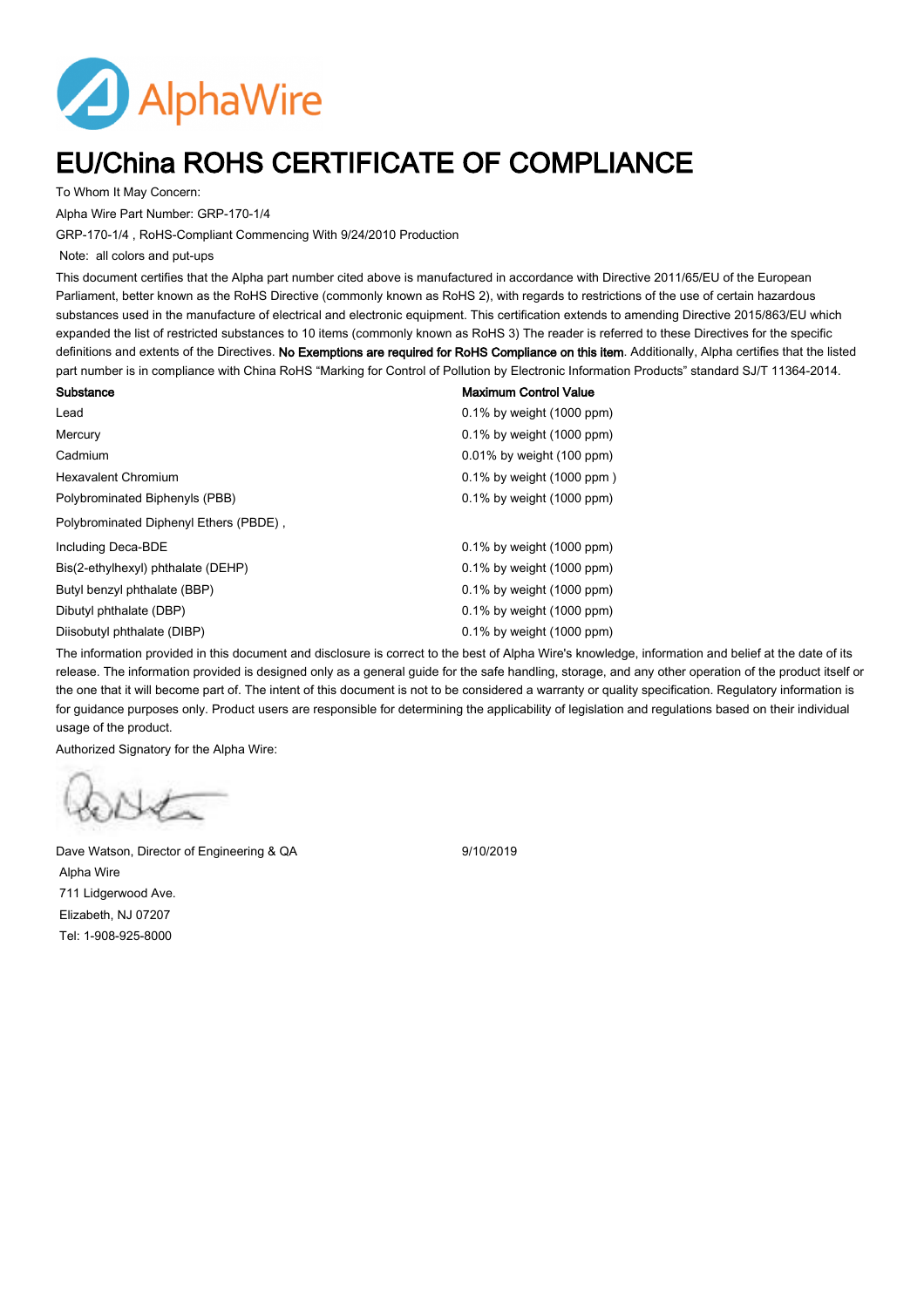AlphaWire

# EU/China ROHS CERTIFICATE OF COMPLIANCE

To Whom It May Concern:

Alpha Wire Part Number: GRP-170-1/4

GRP-170-1/4 , RoHS-Compliant Commencing With 9/24/2010 Production

Note: all colors and put-ups

This document certifies that the Alpha part number cited above is manufactured in accordance with Directive 2011/65/EU of the European Parliament, better known as the RoHS Directive (commonly known as RoHS 2), with regards to restrictions of the use of certain hazardous substances used in the manufacture of electrical and electronic equipment. This certification extends to amending Directive 2015/863/EU which expanded the list of restricted substances to 10 items (commonly known as RoHS 3) The reader is referred to these Directives for the specific definitions and extents of the Directives. **No Exemptions are required for RoHS Compliance on this item**. Additionally, Alpha certifies that the listed part number is in compliance with China RoHS "Marking for Control of Pollution by Electronic Information Products" standard SJ/T 11364-2014.

| Substance | Maximum Control Value |
|---|---|
| Lead | 0.1% by weight (1000 ppm) |
| Mercury | 0.1% by weight (1000 ppm) |
| Cadmium | 0.01% by weight (100 ppm) |
| Hexavalent Chromium | 0.1% by weight (1000 ppm ) |
| Polybrominated Biphenyls (PBB) | 0.1% by weight (1000 ppm) |
| Polybrominated Diphenyl Ethers (PBDE) , | |
| Including Deca-BDE | 0.1% by weight (1000 ppm) |
| Bis(2-ethylhexyl) phthalate (DEHP) | 0.1% by weight (1000 ppm) |
| Butyl benzyl phthalate (BBP) | 0.1% by weight (1000 ppm) |
| Dibutyl phthalate (DBP) | 0.1% by weight (1000 ppm) |
| Diisobutyl phthalate (DIBP) | 0.1% by weight (1000 ppm) |

The information provided in this document and disclosure is correct to the best of Alpha Wire's knowledge, information and belief at the date of its release. The information provided is designed only as a general guide for the safe handling, storage, and any other operation of the product itself or the one that it will become part of. The intent of this document is not to be considered a warranty or quality specification. Regulatory information is for guidance purposes only. Product users are responsible for determining the applicability of legislation and regulations based on their individual usage of the product.

Authorized Signatory for the Alpha Wire:

Dave Watson, Director of Engineering & QA 9/10/2019

Alpha Wire
711 Lidgerwood Ave.
Elizabeth, NJ 07207
Tel: 1-908-925-8000